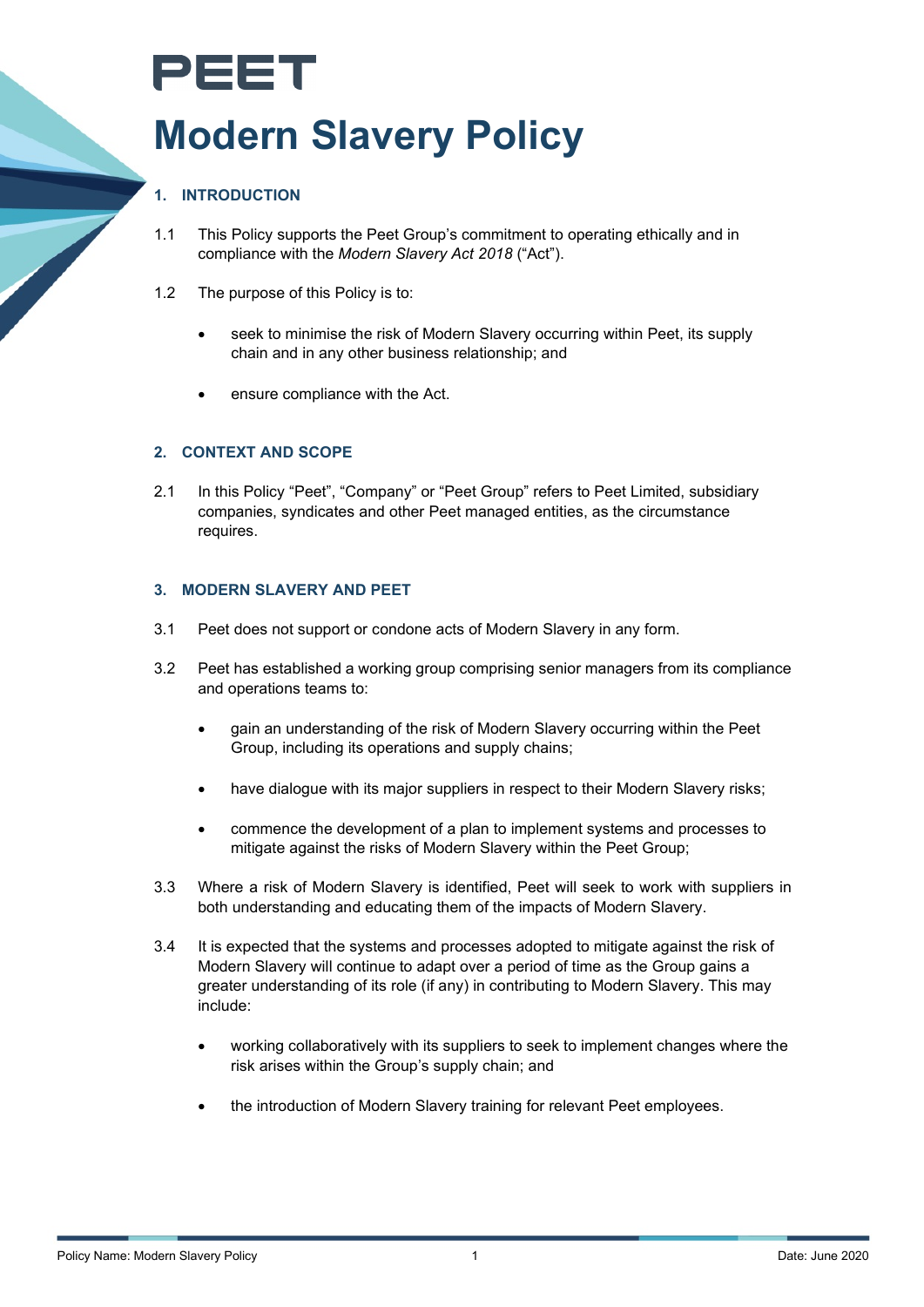PEET

# Modern Slavery Policy

## 1. INTRODUCTION

1.1 This Policy supports the Peet Group's commitment to operating ethically and in compliance with the *Modern Slavery Act 2018* ("Act").

1.2 The purpose of this Policy is to:

- seek to minimise the risk of Modern Slavery occurring within Peet, its supply chain and in any other business relationship; and
- ensure compliance with the Act.

## 2. CONTEXT AND SCOPE

2.1 In this Policy "Peet", "Company" or "Peet Group" refers to Peet Limited, subsidiary companies, syndicates and other Peet managed entities, as the circumstance requires.

## 3. MODERN SLAVERY AND PEET

3.1 Peet does not support or condone acts of Modern Slavery in any form.

3.2 Peet has established a working group comprising senior managers from its compliance and operations teams to:

- gain an understanding of the risk of Modern Slavery occurring within the Peet Group, including its operations and supply chains;
- have dialogue with its major suppliers in respect to their Modern Slavery risks;
- commence the development of a plan to implement systems and processes to mitigate against the risks of Modern Slavery within the Peet Group;

3.3 Where a risk of Modern Slavery is identified, Peet will seek to work with suppliers in both understanding and educating them of the impacts of Modern Slavery.

3.4 It is expected that the systems and processes adopted to mitigate against the risk of Modern Slavery will continue to adapt over a period of time as the Group gains a greater understanding of its role (if any) in contributing to Modern Slavery. This may include:

- working collaboratively with its suppliers to seek to implement changes where the risk arises within the Group's supply chain; and
- the introduction of Modern Slavery training for relevant Peet employees.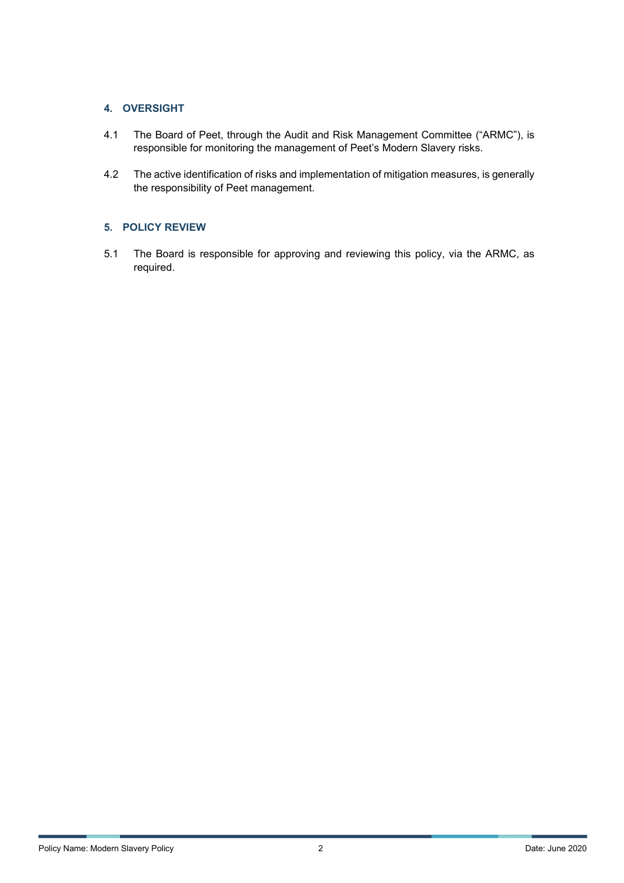## 4. OVERSIGHT

4.1 The Board of Peet, through the Audit and Risk Management Committee ("ARMC"), is responsible for monitoring the management of Peet's Modern Slavery risks.

4.2 The active identification of risks and implementation of mitigation measures, is generally the responsibility of Peet management.

## 5. POLICY REVIEW

5.1 The Board is responsible for approving and reviewing this policy, via the ARMC, as required.